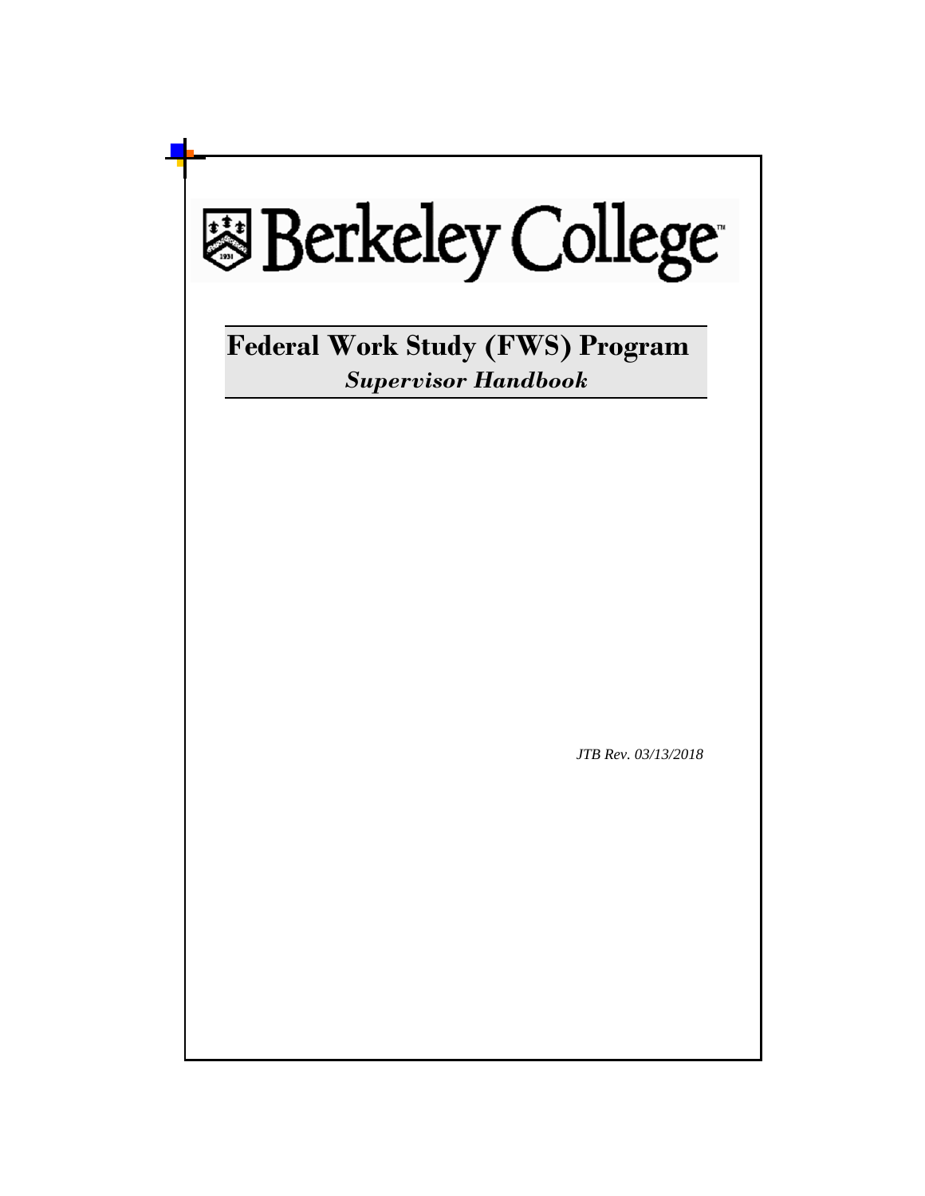# Berkeley College

## Federal Work Study (FWS) Program

### *Supervisor Handbook*

*JTB Rev. 03/13/2018*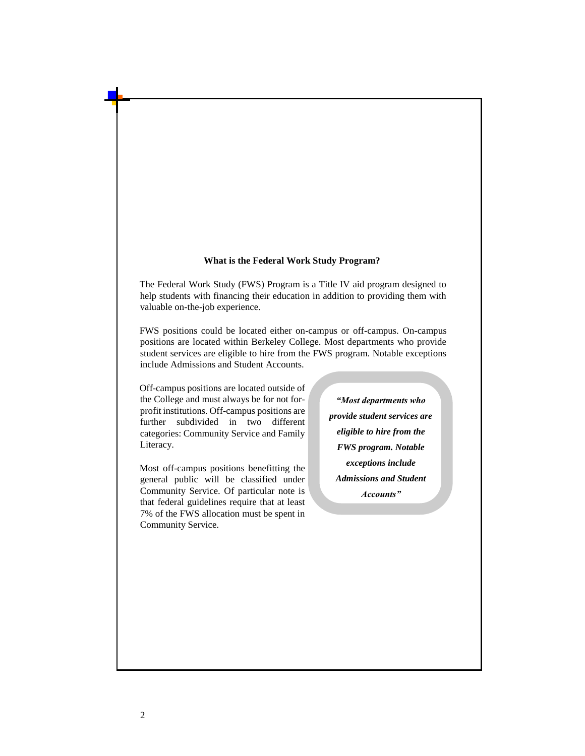### What is the Federal Work Study Program?

The Federal Work Study (FWS) Program is a Title IV aid program designed to help students with financing their education in addition to providing them with valuable on-the-job experience.

FWS positions could be located either on-campus or off-campus. On-campus positions are located within Berkeley College. Most departments who provide student services are eligible to hire from the FWS program. Notable exceptions include Admissions and Student Accounts.

Off-campus positions are located outside of the College and must always be for not for-profit institutions. Off-campus positions are further subdivided in two different categories: Community Service and Family Literacy.

Most off-campus positions benefitting the general public will be classified under Community Service. Of particular note is that federal guidelines require that at least 7% of the FWS allocation must be spent in Community Service.

> ***"Most departments who provide student services are eligible to hire from the FWS program. Notable exceptions include Admissions and Student Accounts"***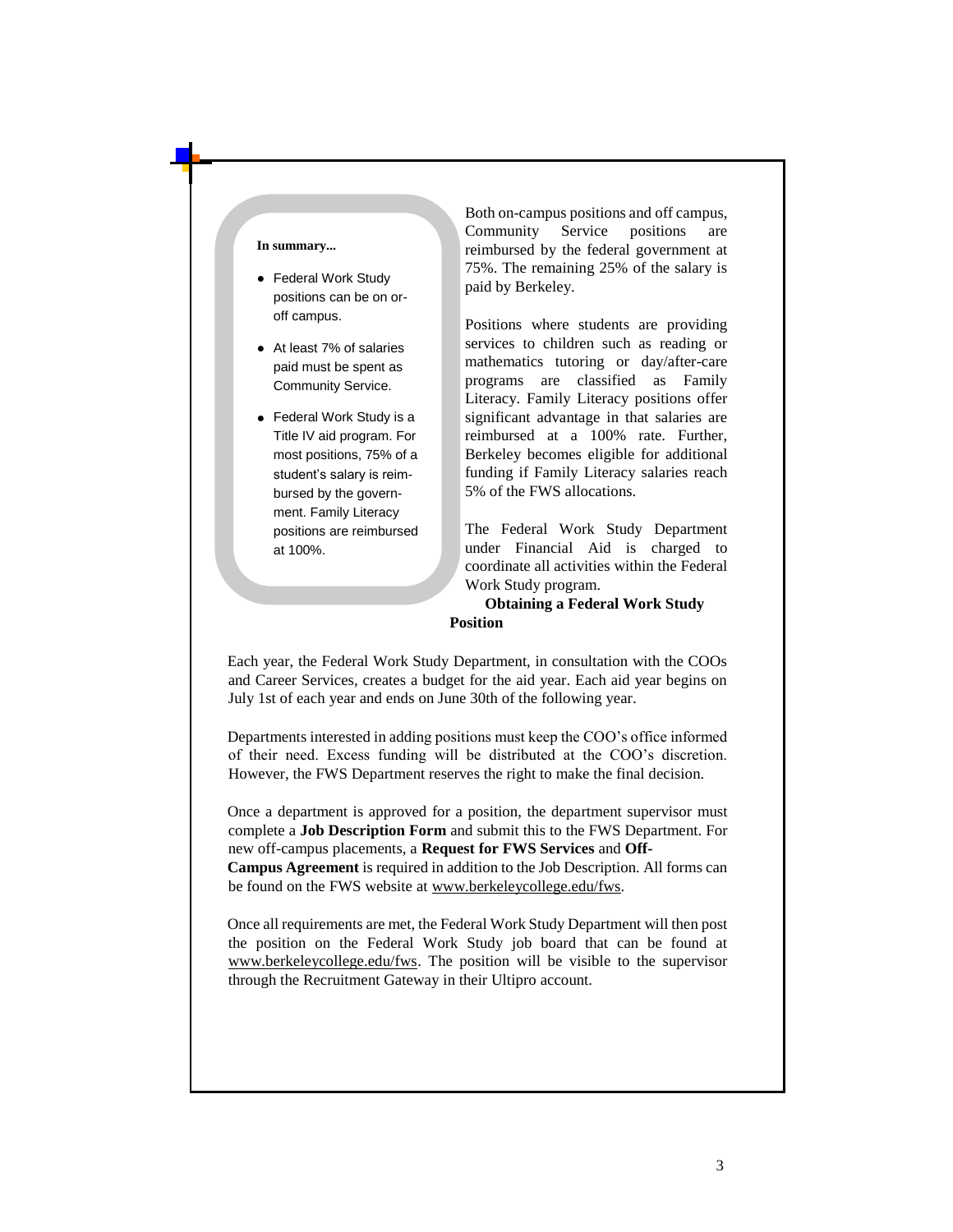**In summary...**

- Federal Work Study positions can be on or-off campus.
- At least 7% of salaries paid must be spent as Community Service.
- Federal Work Study is a Title IV aid program. For most positions, 75% of a student's salary is reimbursed by the government. Family Literacy positions are reimbursed at 100%.

Both on-campus positions and off campus, Community Service positions are reimbursed by the federal government at 75%. The remaining 25% of the salary is paid by Berkeley.

Positions where students are providing services to children such as reading or mathematics tutoring or day/after-care programs are classified as Family Literacy. Family Literacy positions offer significant advantage in that salaries are reimbursed at a 100% rate. Further, Berkeley becomes eligible for additional funding if Family Literacy salaries reach 5% of the FWS allocations.

The Federal Work Study Department under Financial Aid is charged to coordinate all activities within the Federal Work Study program.

## Obtaining a Federal Work Study Position

Each year, the Federal Work Study Department, in consultation with the COOs and Career Services, creates a budget for the aid year. Each aid year begins on July 1st of each year and ends on June 30th of the following year.

Departments interested in adding positions must keep the COO's office informed of their need. Excess funding will be distributed at the COO's discretion. However, the FWS Department reserves the right to make the final decision.

Once a department is approved for a position, the department supervisor must complete a **Job Description Form** and submit this to the FWS Department. For new off-campus placements, a **Request for FWS Services** and **Off-Campus Agreement** is required in addition to the Job Description. All forms can be found on the FWS website at www.berkeleycollege.edu/fws.

Once all requirements are met, the Federal Work Study Department will then post the position on the Federal Work Study job board that can be found at www.berkeleycollege.edu/fws. The position will be visible to the supervisor through the Recruitment Gateway in their Ultipro account.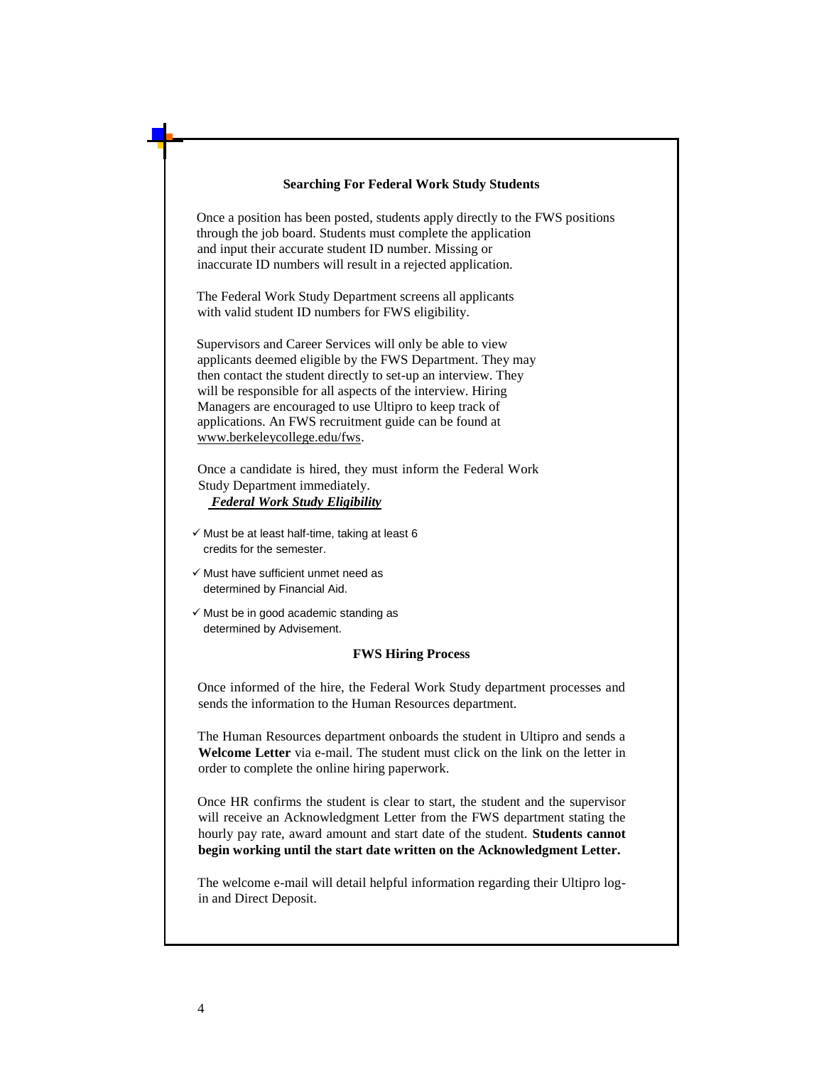## Searching For Federal Work Study Students

Once a position has been posted, students apply directly to the FWS positions through the job board. Students must complete the application and input their accurate student ID number. Missing or inaccurate ID numbers will result in a rejected application.

The Federal Work Study Department screens all applicants with valid student ID numbers for FWS eligibility.

Supervisors and Career Services will only be able to view applicants deemed eligible by the FWS Department. They may then contact the student directly to set-up an interview. They will be responsible for all aspects of the interview. Hiring Managers are encouraged to use Ultipro to keep track of applications. An FWS recruitment guide can be found at www.berkeleycollege.edu/fws.

Once a candidate is hired, they must inform the Federal Work Study Department immediately.

***Federal Work Study Eligibility***

- ✓ Must be at least half-time, taking at least 6 credits for the semester.
- ✓ Must have sufficient unmet need as determined by Financial Aid.
- ✓ Must be in good academic standing as determined by Advisement.

## FWS Hiring Process

Once informed of the hire, the Federal Work Study department processes and sends the information to the Human Resources department.

The Human Resources department onboards the student in Ultipro and sends a **Welcome Letter** via e-mail. The student must click on the link on the letter in order to complete the online hiring paperwork.

Once HR confirms the student is clear to start, the student and the supervisor will receive an Acknowledgment Letter from the FWS department stating the hourly pay rate, award amount and start date of the student. **Students cannot begin working until the start date written on the Acknowledgment Letter.**

The welcome e-mail will detail helpful information regarding their Ultipro log-in and Direct Deposit.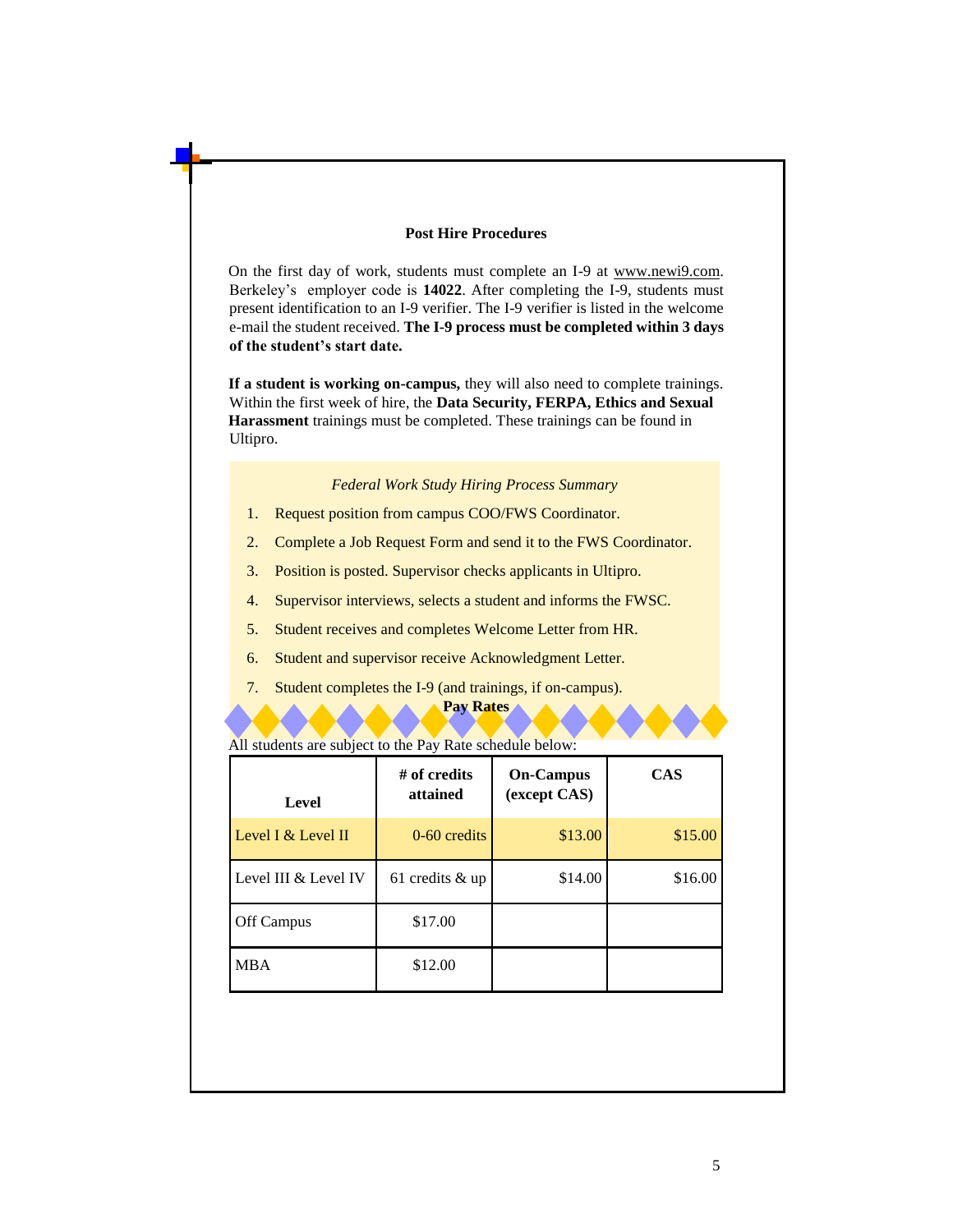## Post Hire Procedures

On the first day of work, students must complete an I-9 at www.newi9.com. Berkeley's employer code is **14022**. After completing the I-9, students must present identification to an I-9 verifier. The I-9 verifier is listed in the welcome e-mail the student received. **The I-9 process must be completed within 3 days of the student's start date.**

**If a student is working on-campus,** they will also need to complete trainings. Within the first week of hire, the **Data Security, FERPA, Ethics and Sexual Harassment** trainings must be completed. These trainings can be found in Ultipro.

*Federal Work Study Hiring Process Summary*

1. Request position from campus COO/FWS Coordinator.
2. Complete a Job Request Form and send it to the FWS Coordinator.
3. Position is posted. Supervisor checks applicants in Ultipro.
4. Supervisor interviews, selects a student and informs the FWSC.
5. Student receives and completes Welcome Letter from HR.
6. Student and supervisor receive Acknowledgment Letter.
7. Student completes the I-9 (and trainings, if on-campus).

## Pay Rates

All students are subject to the Pay Rate schedule below:

| Level | # of credits attained | On-Campus (except CAS) | CAS |
|---|---|---|---|
| Level I & Level II | 0-60 credits | $13.00 | $15.00 |
| Level III & Level IV | 61 credits & up | $14.00 | $16.00 |
| Off Campus | $17.00 | | |
| MBA | $12.00 | | |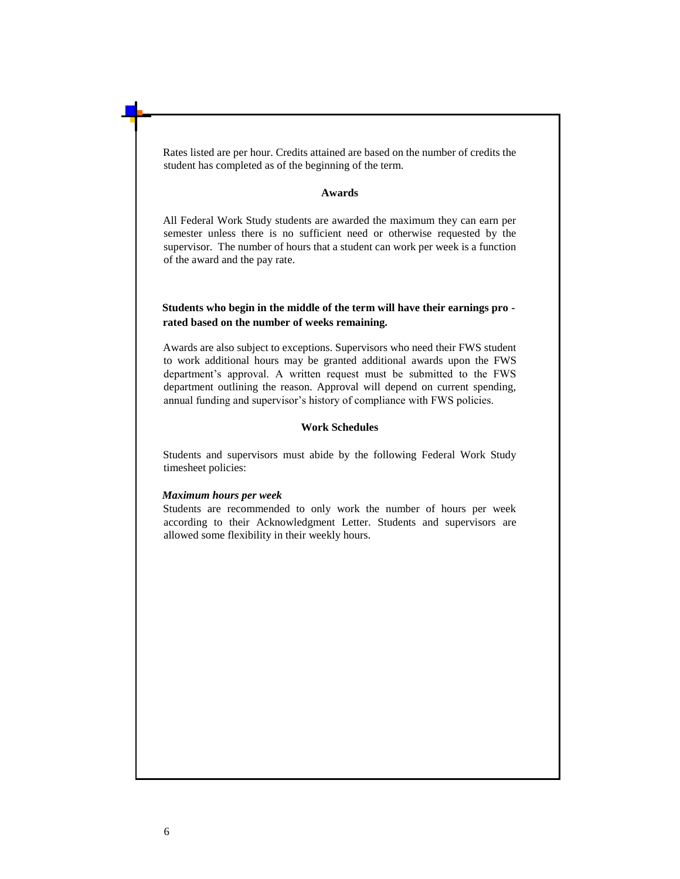Rates listed are per hour. Credits attained are based on the number of credits the student has completed as of the beginning of the term.

## Awards

All Federal Work Study students are awarded the maximum they can earn per semester unless there is no sufficient need or otherwise requested by the supervisor. The number of hours that a student can work per week is a function of the award and the pay rate.

**Students who begin in the middle of the term will have their earnings pro - rated based on the number of weeks remaining.**

Awards are also subject to exceptions. Supervisors who need their FWS student to work additional hours may be granted additional awards upon the FWS department's approval. A written request must be submitted to the FWS department outlining the reason. Approval will depend on current spending, annual funding and supervisor's history of compliance with FWS policies.

## Work Schedules

Students and supervisors must abide by the following Federal Work Study timesheet policies:

***Maximum hours per week***

Students are recommended to only work the number of hours per week according to their Acknowledgment Letter. Students and supervisors are allowed some flexibility in their weekly hours.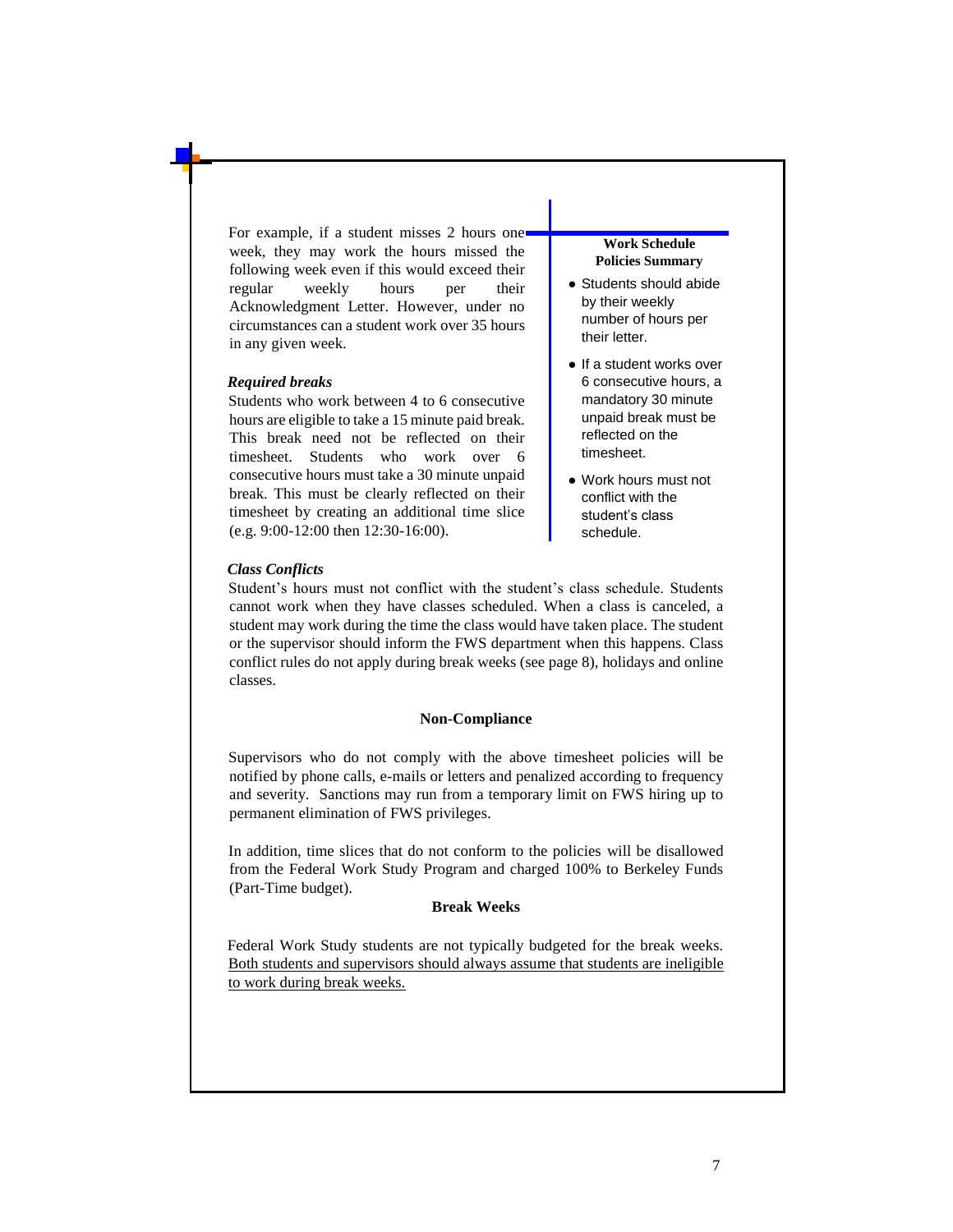For example, if a student misses 2 hours one week, they may work the hours missed the following week even if this would exceed their regular weekly hours per their Acknowledgment Letter. However, under no circumstances can a student work over 35 hours in any given week.

***Required breaks***

Students who work between 4 to 6 consecutive hours are eligible to take a 15 minute paid break. This break need not be reflected on their timesheet. Students who work over 6 consecutive hours must take a 30 minute unpaid break. This must be clearly reflected on their timesheet by creating an additional time slice (e.g. 9:00-12:00 then 12:30-16:00).

**Work Schedule Policies Summary**

- Students should abide by their weekly number of hours per their letter.
- If a student works over 6 consecutive hours, a mandatory 30 minute unpaid break must be reflected on the timesheet.
- Work hours must not conflict with the student's class schedule.

***Class Conflicts***

Student's hours must not conflict with the student's class schedule. Students cannot work when they have classes scheduled. When a class is canceled, a student may work during the time the class would have taken place. The student or the supervisor should inform the FWS department when this happens. Class conflict rules do not apply during break weeks (see page 8), holidays and online classes.

## Non-Compliance

Supervisors who do not comply with the above timesheet policies will be notified by phone calls, e-mails or letters and penalized according to frequency and severity. Sanctions may run from a temporary limit on FWS hiring up to permanent elimination of FWS privileges.

In addition, time slices that do not conform to the policies will be disallowed from the Federal Work Study Program and charged 100% to Berkeley Funds (Part-Time budget).

## Break Weeks

Federal Work Study students are not typically budgeted for the break weeks. <u>Both students and supervisors should always assume that students are ineligible to work during break weeks.</u>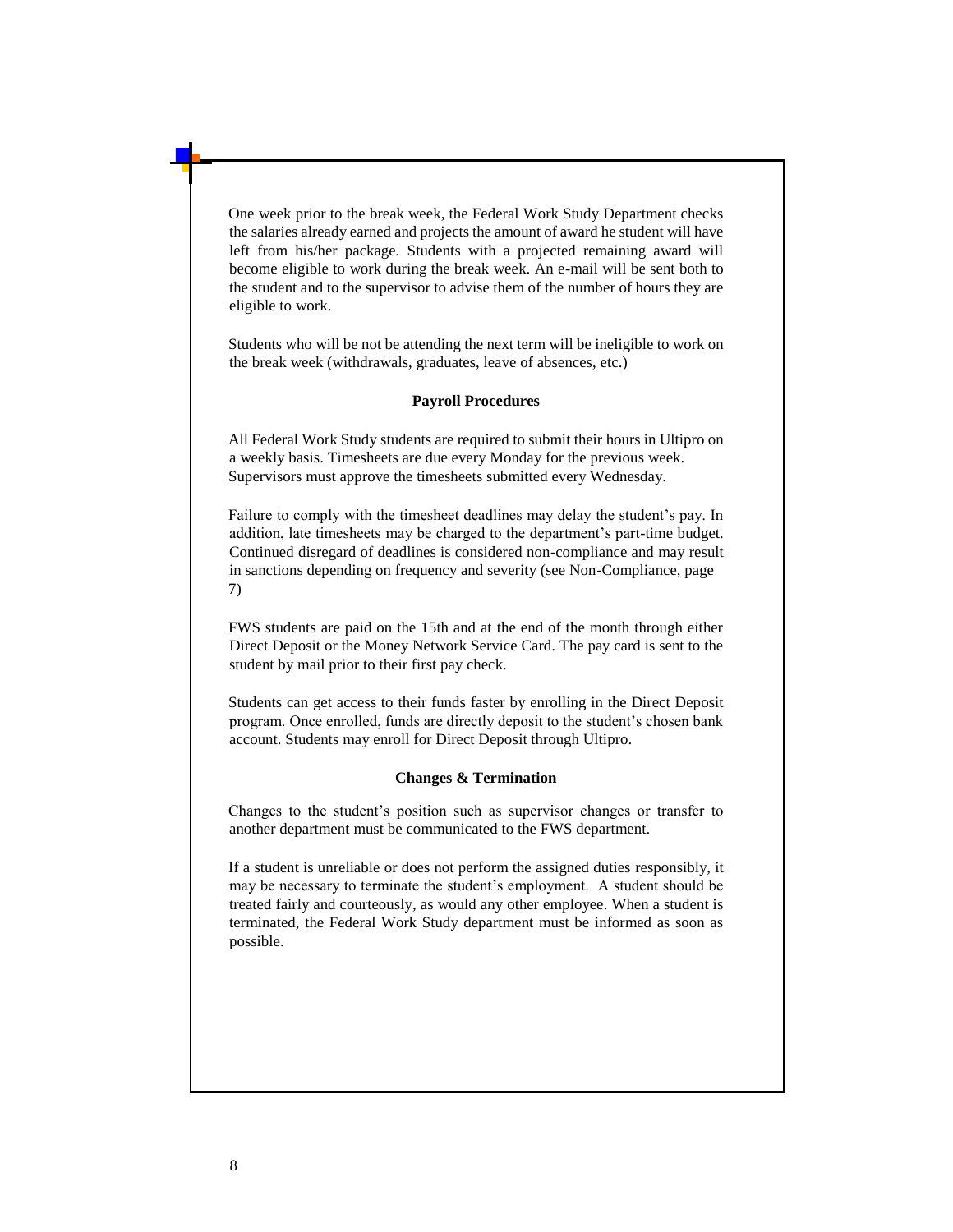One week prior to the break week, the Federal Work Study Department checks the salaries already earned and projects the amount of award he student will have left from his/her package. Students with a projected remaining award will become eligible to work during the break week. An e-mail will be sent both to the student and to the supervisor to advise them of the number of hours they are eligible to work.

Students who will be not be attending the next term will be ineligible to work on the break week (withdrawals, graduates, leave of absences, etc.)

## Payroll Procedures

All Federal Work Study students are required to submit their hours in Ultipro on a weekly basis. Timesheets are due every Monday for the previous week. Supervisors must approve the timesheets submitted every Wednesday.

Failure to comply with the timesheet deadlines may delay the student's pay. In addition, late timesheets may be charged to the department's part-time budget. Continued disregard of deadlines is considered non-compliance and may result in sanctions depending on frequency and severity (see Non-Compliance, page 7)

FWS students are paid on the 15th and at the end of the month through either Direct Deposit or the Money Network Service Card. The pay card is sent to the student by mail prior to their first pay check.

Students can get access to their funds faster by enrolling in the Direct Deposit program. Once enrolled, funds are directly deposit to the student's chosen bank account. Students may enroll for Direct Deposit through Ultipro.

## Changes & Termination

Changes to the student's position such as supervisor changes or transfer to another department must be communicated to the FWS department.

If a student is unreliable or does not perform the assigned duties responsibly, it may be necessary to terminate the student's employment. A student should be treated fairly and courteously, as would any other employee. When a student is terminated, the Federal Work Study department must be informed as soon as possible.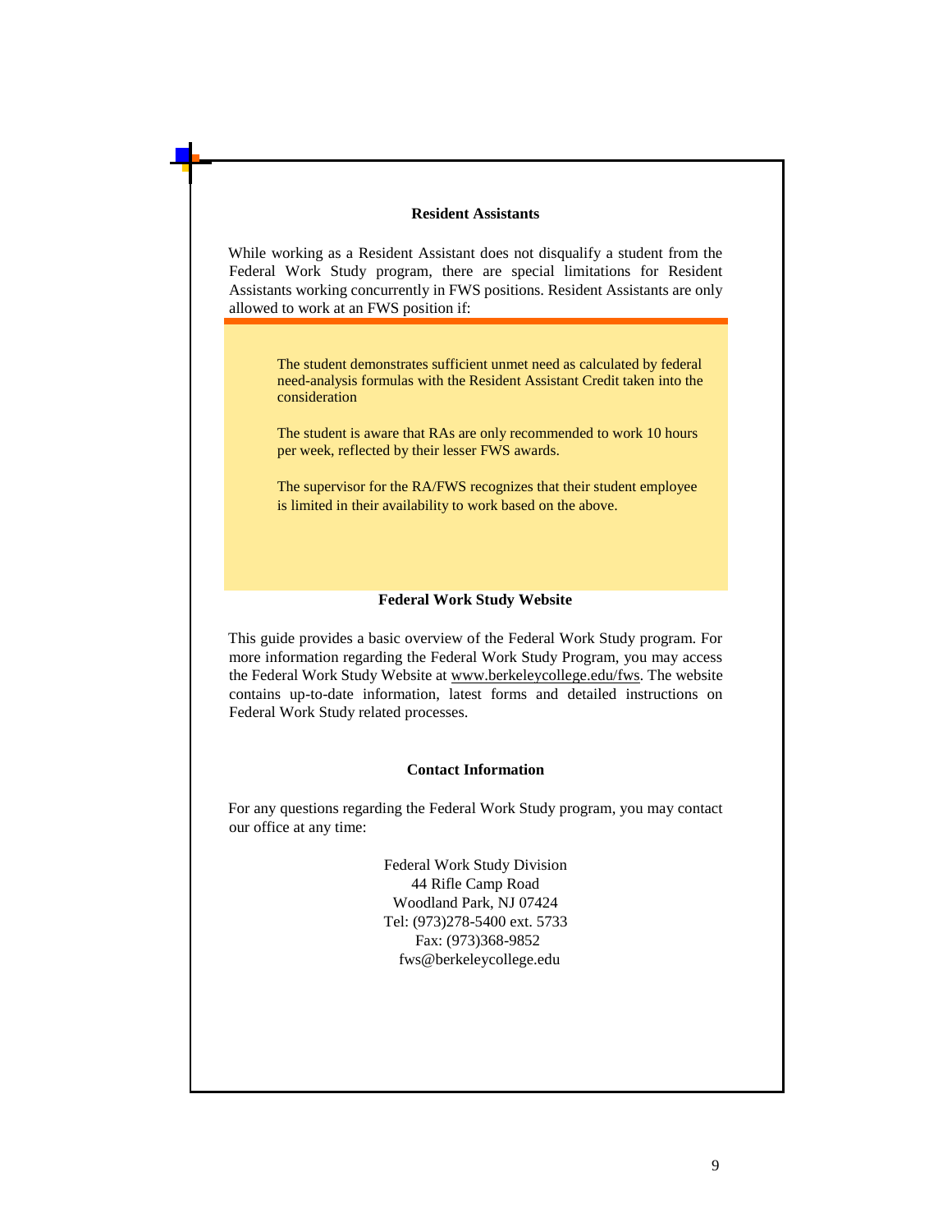## Resident Assistants

While working as a Resident Assistant does not disqualify a student from the Federal Work Study program, there are special limitations for Resident Assistants working concurrently in FWS positions. Resident Assistants are only allowed to work at an FWS position if:

The student demonstrates sufficient unmet need as calculated by federal need-analysis formulas with the Resident Assistant Credit taken into the consideration

The student is aware that RAs are only recommended to work 10 hours per week, reflected by their lesser FWS awards.

The supervisor for the RA/FWS recognizes that their student employee is limited in their availability to work based on the above.

## Federal Work Study Website

This guide provides a basic overview of the Federal Work Study program. For more information regarding the Federal Work Study Program, you may access the Federal Work Study Website at www.berkeleycollege.edu/fws. The website contains up-to-date information, latest forms and detailed instructions on Federal Work Study related processes.

## Contact Information

For any questions regarding the Federal Work Study program, you may contact our office at any time:

Federal Work Study Division
44 Rifle Camp Road
Woodland Park, NJ 07424
Tel: (973)278-5400 ext. 5733
Fax: (973)368-9852
fws@berkeleycollege.edu